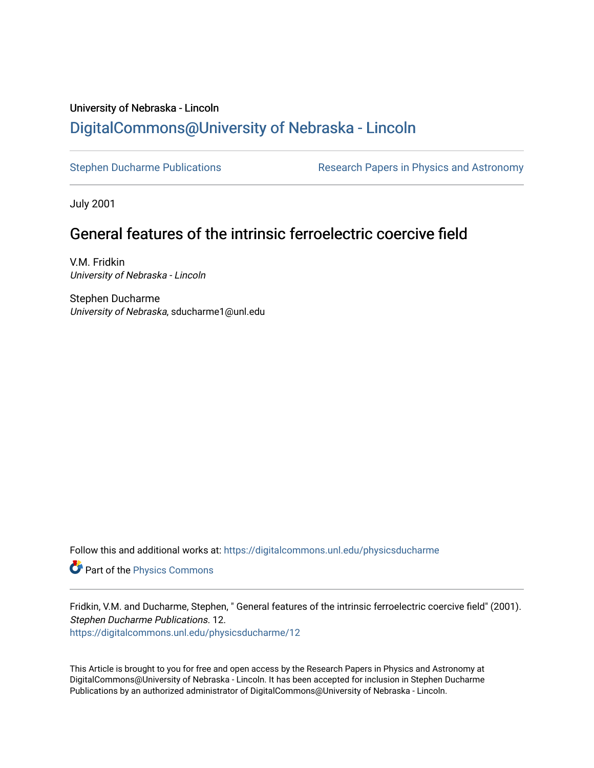University of Nebraska - Lincoln

## DigitalCommons@University of Nebraska - Lincoln

Stephen Ducharme Publications

Research Papers in Physics and Astronomy

July 2001

# General features of the intrinsic ferroelectric coercive field

V.M. Fridkin
*University of Nebraska - Lincoln*

Stephen Ducharme
*University of Nebraska*, sducharme1@unl.edu

Follow this and additional works at: https://digitalcommons.unl.edu/physicsducharme

Part of the Physics Commons

Fridkin, V.M. and Ducharme, Stephen, " General features of the intrinsic ferroelectric coercive field" (2001). *Stephen Ducharme Publications*. 12.
https://digitalcommons.unl.edu/physicsducharme/12

This Article is brought to you for free and open access by the Research Papers in Physics and Astronomy at DigitalCommons@University of Nebraska - Lincoln. It has been accepted for inclusion in Stephen Ducharme Publications by an authorized administrator of DigitalCommons@University of Nebraska - Lincoln.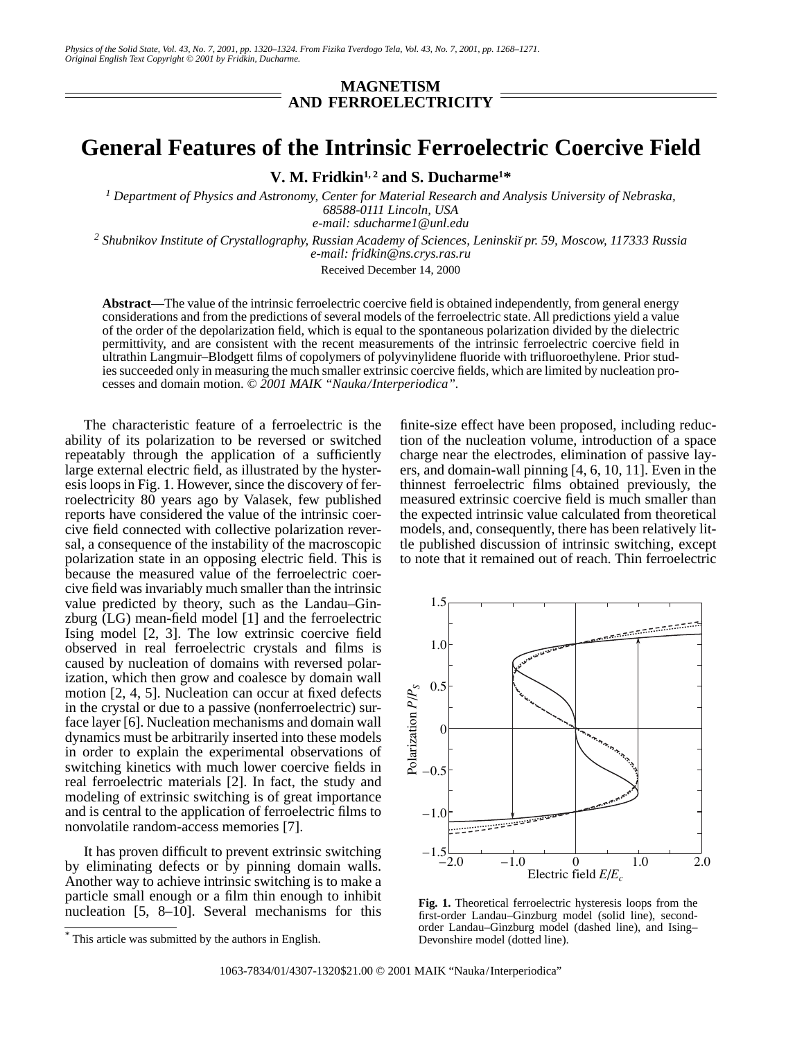# General Features of the Intrinsic Ferroelectric Coercive Field

**V. M. Fridkin[1, 2] and S. Ducharme[1]***

[1] *Department of Physics and Astronomy, Center for Material Research and Analysis University of Nebraska, 68588-0111 Lincoln, USA*
*e-mail: sducharme1@unl.edu*

[2] *Shubnikov Institute of Crystallography, Russian Academy of Sciences, Leninskiĭ pr. 59, Moscow, 117333 Russia*
*e-mail: fridkin@ns.crys.ras.ru*

Received December 14, 2000

**Abstract**—The value of the intrinsic ferroelectric coercive field is obtained independently, from general energy considerations and from the predictions of several models of the ferroelectric state. All predictions yield a value of the order of the depolarization field, which is equal to the spontaneous polarization divided by the dielectric permittivity, and are consistent with the recent measurements of the intrinsic ferroelectric coercive field in ultrathin Langmuir–Blodgett films of copolymers of polyvinylidene fluoride with trifluoroethylene. Prior studies succeeded only in measuring the much smaller extrinsic coercive fields, which are limited by nucleation processes and domain motion. © *2001 MAIK "Nauka/Interperiodica".*

The characteristic feature of a ferroelectric is the ability of its polarization to be reversed or switched repeatably through the application of a sufficiently large external electric field, as illustrated by the hysteresis loops in Fig. 1. However, since the discovery of ferroelectricity 80 years ago by Valasek, few published reports have considered the value of the intrinsic coercive field connected with collective polarization reversal, a consequence of the instability of the macroscopic polarization state in an opposing electric field. This is because the measured value of the ferroelectric coercive field was invariably much smaller than the intrinsic value predicted by theory, such as the Landau–Ginzburg (LG) mean-field model [1] and the ferroelectric Ising model [2, 3]. The low extrinsic coercive field observed in real ferroelectric crystals and films is caused by nucleation of domains with reversed polarization, which then grow and coalesce by domain wall motion [2, 4, 5]. Nucleation can occur at fixed defects in the crystal or due to a passive (nonferroelectric) surface layer [6]. Nucleation mechanisms and domain wall dynamics must be arbitrarily inserted into these models in order to explain the experimental observations of switching kinetics with much lower coercive fields in real ferroelectric materials [2]. In fact, the study and modeling of extrinsic switching is of great importance and is central to the application of ferroelectric films to nonvolatile random-access memories [7].

It has proven difficult to prevent extrinsic switching by eliminating defects or by pinning domain walls. Another way to achieve intrinsic switching is to make a particle small enough or a film thin enough to inhibit nucleation [5, 8–10]. Several mechanisms for this finite-size effect have been proposed, including reduction of the nucleation volume, introduction of a space charge near the electrodes, elimination of passive layers, and domain-wall pinning [4, 6, 10, 11]. Even in the thinnest ferroelectric films obtained previously, the measured extrinsic coercive field is much smaller than the expected intrinsic value calculated from theoretical models, and, consequently, there has been relatively little published discussion of intrinsic switching, except to note that it remained out of reach. Thin ferroelectric

**Fig. 1.** Theoretical ferroelectric hysteresis loops from the first-order Landau–Ginzburg model (solid line), second-order Landau–Ginzburg model (dashed line), and Ising–Devonshire model (dotted line).

* This article was submitted by the authors in English.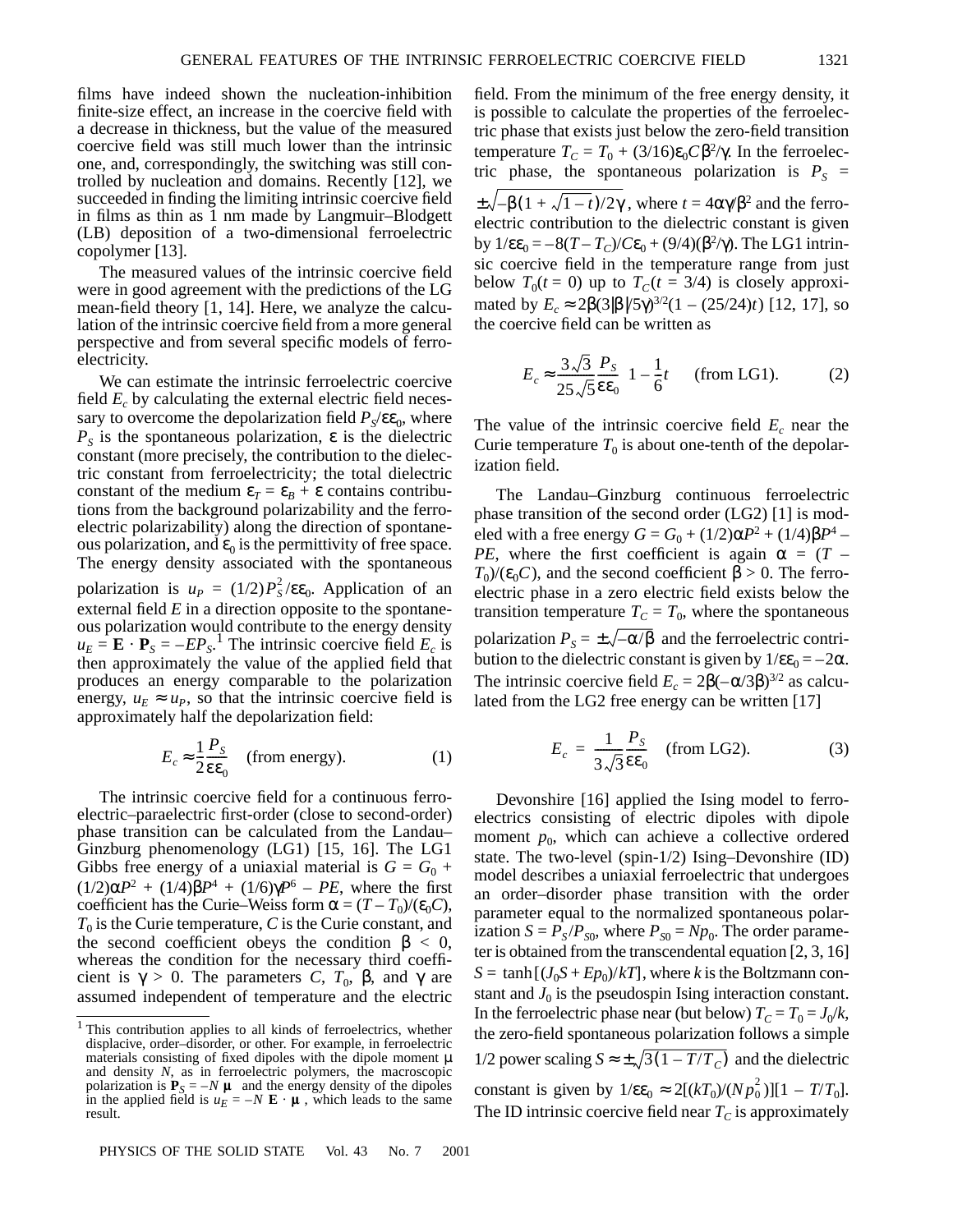films have indeed shown the nucleation-inhibition finite-size effect, an increase in the coercive field with a decrease in thickness, but the value of the measured coercive field was still much lower than the intrinsic one, and, correspondingly, the switching was still controlled by nucleation and domains. Recently [12], we succeeded in finding the limiting intrinsic coercive field in films as thin as 1 nm made by Langmuir–Blodgett (LB) deposition of a two-dimensional ferroelectric copolymer [13].

The measured values of the intrinsic coercive field were in good agreement with the predictions of the LG mean-field theory [1, 14]. Here, we analyze the calculation of the intrinsic coercive field from a more general perspective and from several specific models of ferroelectricity.

We can estimate the intrinsic ferroelectric coercive field $E_c$ by calculating the external electric field necessary to overcome the depolarization field $P_S/\varepsilon\varepsilon_0$, where $P_S$ is the spontaneous polarization, $\varepsilon$ is the dielectric constant (more precisely, the contribution to the dielectric constant from ferroelectricity; the total dielectric constant of the medium $\varepsilon_T = \varepsilon_B + \varepsilon$ contains contributions from the background polarizability and the ferroelectric polarizability) along the direction of spontaneous polarization, and $\varepsilon_0$ is the permittivity of free space. The energy density associated with the spontaneous polarization is $u_P = (1/2)P_S^2/\varepsilon\varepsilon_0$. Application of an external field $E$ in a direction opposite to the spontaneous polarization would contribute to the energy density $u_E = \mathbf{E} \cdot \mathbf{P}_S = -EP_S$.[1] The intrinsic coercive field $E_c$ is then approximately the value of the applied field that produces an energy comparable to the polarization energy, $u_E \approx u_P$, so that the intrinsic coercive field is approximately half the depolarization field:

$$E_c \approx \frac{1}{2}\frac{P_S}{\varepsilon\varepsilon_0} \quad \text{(from energy)}. \tag{1}$$

The intrinsic coercive field for a continuous ferroelectric–paraelectric first-order (close to second-order) phase transition can be calculated from the Landau–Ginzburg phenomenology (LG1) [15, 16]. The LG1 Gibbs free energy of a uniaxial material is $G = G_0 + (1/2)\alpha P^2 + (1/4)\beta P^4 + (1/6)\gamma P^6 - PE$, where the first coefficient has the Curie–Weiss form $\alpha = (T - T_0)/(\varepsilon_0 C)$, $T_0$ is the Curie temperature, $C$ is the Curie constant, and the second coefficient obeys the condition $\beta < 0$, whereas the condition for the necessary third coefficient is $\gamma > 0$. The parameters $C$, $T_0$, $\beta$, and $\gamma$ are assumed independent of temperature and the electric field. From the minimum of the free energy density, it is possible to calculate the properties of the ferroelectric phase that exists just below the zero-field transition temperature $T_C = T_0 + (3/16)\varepsilon_0 C\beta^2/\gamma$. In the ferroelectric phase, the spontaneous polarization is $P_S = \pm\sqrt{-\beta(1 + \sqrt{1-t})/2\gamma}$, where $t = 4\alpha\gamma/\beta^2$ and the ferroelectric contribution to the dielectric constant is given by $1/\varepsilon\varepsilon_0 = -8(T - T_C)/C\varepsilon_0 + (9/4)(\beta^2/\gamma)$. The LG1 intrinsic coercive field in the temperature range from just below $T_0(t = 0)$ up to $T_C(t = 3/4)$ is closely approximated by $E_c \approx 2\beta(3|\beta|/5\gamma)^{3/2}(1 - (25/24)t)$ [12, 17], so the coercive field can be written as

$$E_c \approx \frac{3\sqrt{3}}{25\sqrt{5}}\frac{P_S}{\varepsilon\varepsilon_0}\left(1 - \frac{1}{6}t\right) \quad \text{(from LG1)}. \tag{2}$$

The value of the intrinsic coercive field $E_c$ near the Curie temperature $T_0$ is about one-tenth of the depolarization field.

The Landau–Ginzburg continuous ferroelectric phase transition of the second order (LG2) [1] is modeled with a free energy $G = G_0 + (1/2)\alpha P^2 + (1/4)\beta P^4 - PE$, where the first coefficient is again $\alpha = (T - T_0)/(\varepsilon_0 C)$, and the second coefficient $\beta > 0$. The ferroelectric phase in a zero electric field exists below the transition temperature $T_C = T_0$, where the spontaneous polarization $P_S = \pm\sqrt{-\alpha/\beta}$ and the ferroelectric contribution to the dielectric constant is given by $1/\varepsilon\varepsilon_0 = -2\alpha$. The intrinsic coercive field $E_c = 2\beta(-\alpha/3\beta)^{3/2}$ as calculated from the LG2 free energy can be written [17]

$$E_c = \frac{1}{3\sqrt{3}}\frac{P_S}{\varepsilon\varepsilon_0} \quad \text{(from LG2)}. \tag{3}$$

Devonshire [16] applied the Ising model to ferroelectrics consisting of electric dipoles with dipole moment $p_0$, which can achieve a collective ordered state. The two-level (spin-1/2) Ising–Devonshire (ID) model describes a uniaxial ferroelectric that undergoes an order–disorder phase transition with the order parameter equal to the normalized spontaneous polarization $S = P_S/P_{S0}$, where $P_{S0} = Np_0$. The order parameter is obtained from the transcendental equation [2, 3, 16] $S = \tanh[(J_0 S + Ep_0)/kT]$, where $k$ is the Boltzmann constant and $J_0$ is the pseudospin Ising interaction constant. In the ferroelectric phase near (but below) $T_C = T_0 = J_0/k$, the zero-field spontaneous polarization follows a simple 1/2 power scaling $S \approx \pm\sqrt{3(1 - T/T_C)}$ and the dielectric constant is given by $1/\varepsilon\varepsilon_0 \approx 2[(kT_0)/(Np_0^2)][1 - T/T_0]$. The ID intrinsic coercive field near $T_C$ is approximately

---

[1] This contribution applies to all kinds of ferroelectrics, whether displacive, order–disorder, or other. For example, in ferroelectric materials consisting of fixed dipoles with the dipole moment $\mu$ and density $N$, as in ferroelectric polymers, the macroscopic polarization is $\mathbf{P}_S = -N\langle\boldsymbol{\mu}\rangle$ and the energy density of the dipoles in the applied field is $u_E = -N\langle\mathbf{E} \cdot \boldsymbol{\mu}\rangle$, which leads to the same result.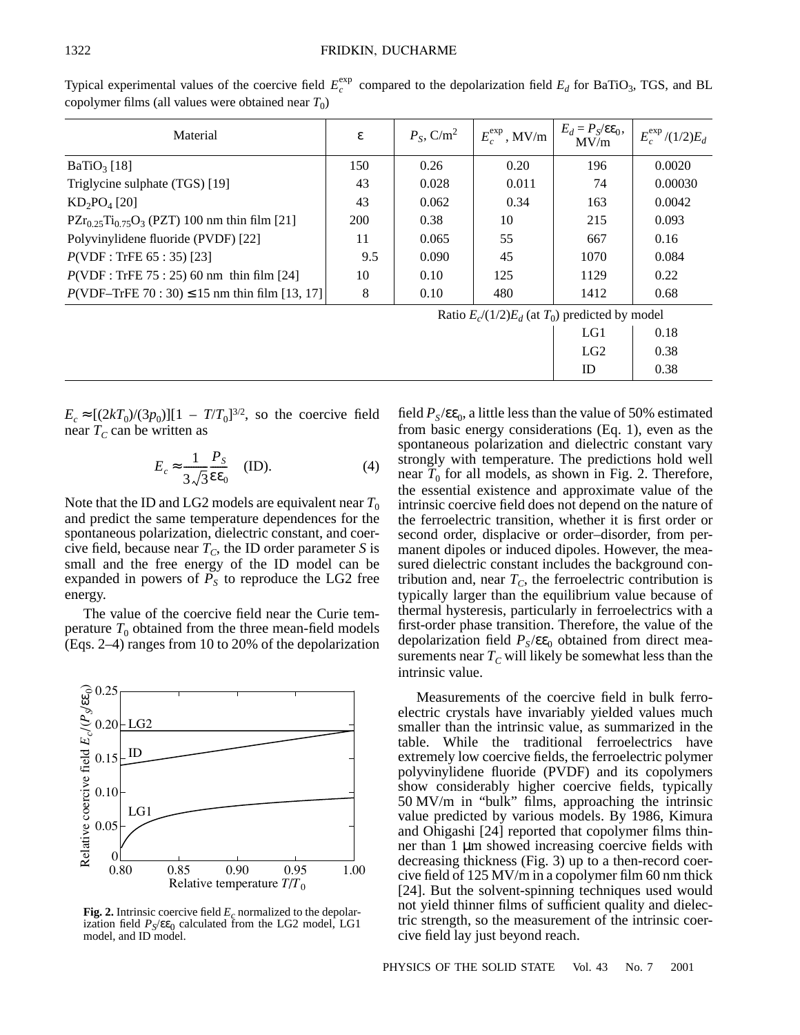Typical experimental values of the coercive field $E_c^{\exp}$ compared to the depolarization field $E_d$ for $BaTiO_3$, TGS, and BL copolymer films (all values were obtained near $T_0$)

| Material | $\varepsilon$ | $P_S$, C/m$^2$ | $E_c^{\exp}$, MV/m | $E_d = P_S/\varepsilon\varepsilon_0$, MV/m | $E_c^{\exp}/(1/2)E_d$ |
|---|---|---|---|---|---|
| $BaTiO_3$ [18] | 150 | 0.26 | 0.20 | 196 | 0.0020 |
| Triglycine sulphate (TGS) [19] | 43 | 0.028 | 0.011 | 74 | 0.00030 |
| $KD_2PO_4$ [20] | 43 | 0.062 | 0.34 | 163 | 0.0042 |
| $PZr_{0.25}Ti_{0.75}O_3$ (PZT) 100 nm thin film [21] | 200 | 0.38 | 10 | 215 | 0.093 |
| Polyvinylidene fluoride (PVDF) [22] | 11 | 0.065 | 55 | 667 | 0.16 |
| *P*(VDF : TrFE 65 : 35) [23] | 9.5 | 0.090 | 45 | 1070 | 0.084 |
| *P*(VDF : TrFE 75 : 25) 60 nm thin film [24] | 10 | 0.10 | 125 | 1129 | 0.22 |
| *P*(VDF–TrFE 70 : 30) ≤ 15 nm thin film [13, 17] | 8 | 0.10 | 480 | 1412 | 0.68 |
| | | | Ratio $E_c/(1/2)E_d$ (at $T_0$) predicted by model | | |
| | | | | LG1 | 0.18 |
| | | | | LG2 | 0.38 |
| | | | | ID | 0.38 |

$E_c \approx [(2kT_0)/(3p_0)][1 - T/T_0]^{3/2}$, so the coercive field near $T_C$ can be written as

$$E_c \approx \frac{1}{3\sqrt{3}}\frac{P_S}{\varepsilon\varepsilon_0} \quad \text{(ID)}. \tag{4}$$

Note that the ID and LG2 models are equivalent near $T_0$ and predict the same temperature dependences for the spontaneous polarization, dielectric constant, and coercive field, because near $T_C$, the ID order parameter $S$ is small and the free energy of the ID model can be expanded in powers of $P_S$ to reproduce the LG2 free energy.

The value of the coercive field near the Curie temperature $T_0$ obtained from the three mean-field models (Eqs. 2–4) ranges from 10 to 20% of the depolarization field $P_S/\varepsilon\varepsilon_0$, a little less than the value of 50% estimated from basic energy considerations (Eq. 1), even as the spontaneous polarization and dielectric constant vary strongly with temperature. The predictions hold well near $T_0$ for all models, as shown in Fig. 2. Therefore, the essential existence and approximate value of the intrinsic coercive field does not depend on the nature of the ferroelectric transition, whether it is first order or second order, displacive or order–disorder, from permanent dipoles or induced dipoles. However, the measured dielectric constant includes the background contribution and, near $T_C$, the ferroelectric contribution is typically larger than the equilibrium value because of thermal hysteresis, particularly in ferroelectrics with a first-order phase transition. Therefore, the value of the depolarization field $P_S/\varepsilon\varepsilon_0$ obtained from direct measurements near $T_C$ will likely be somewhat less than the intrinsic value.

**Fig. 2.** Intrinsic coercive field $E_c$ normalized to the depolarization field $P_S/\varepsilon\varepsilon_0$ calculated from the LG2 model, LG1 model, and ID model.

Measurements of the coercive field in bulk ferroelectric crystals have invariably yielded values much smaller than the intrinsic value, as summarized in the table. While the traditional ferroelectrics have extremely low coercive fields, the ferroelectric polymer polyvinylidene fluoride (PVDF) and its copolymers show considerably higher coercive fields, typically 50 MV/m in "bulk" films, approaching the intrinsic value predicted by various models. By 1986, Kimura and Ohigashi [24] reported that copolymer films thinner than 1 μm showed increasing coercive fields with decreasing thickness (Fig. 3) up to a then-record coercive field of 125 MV/m in a copolymer film 60 nm thick [24]. But the solvent-spinning techniques used would not yield thinner films of sufficient quality and dielectric strength, so the measurement of the intrinsic coercive field lay just beyond reach.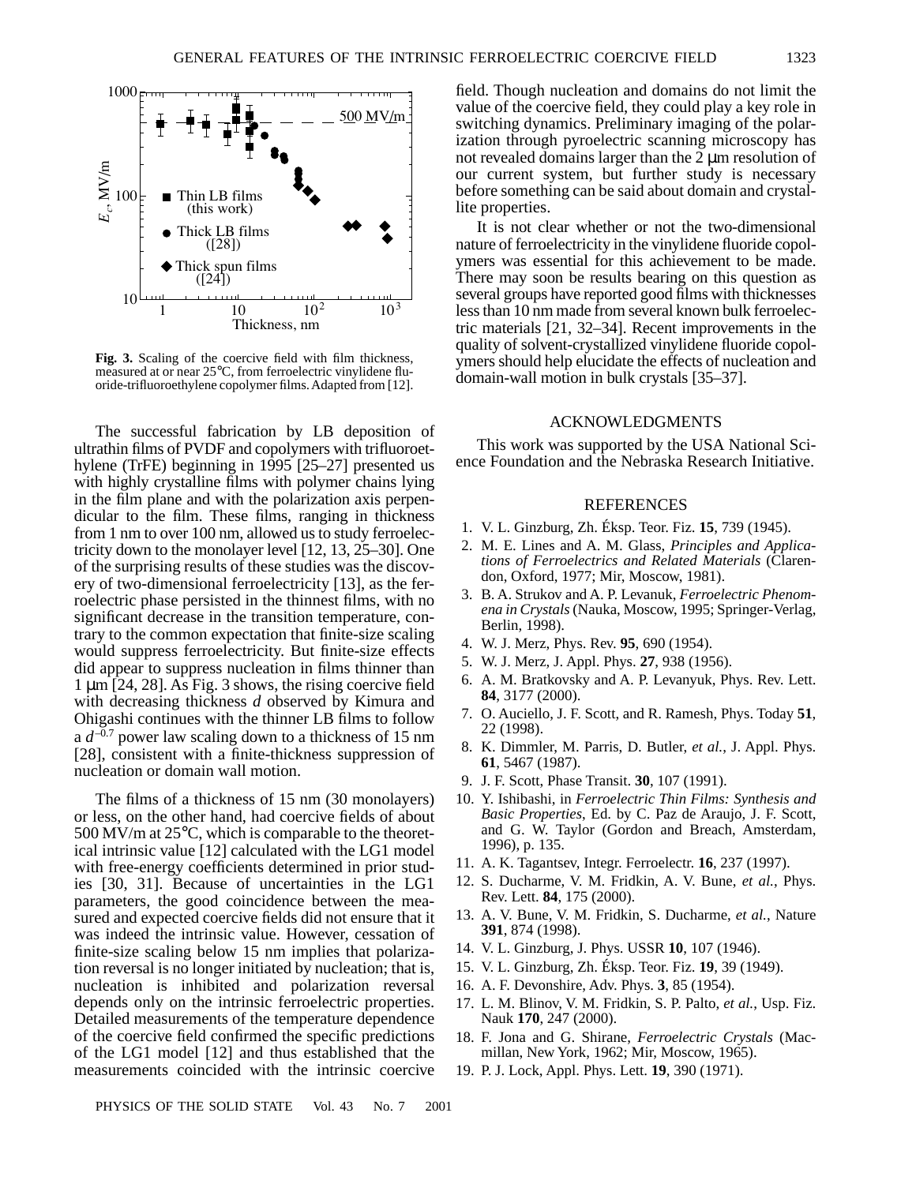Fig. 3. Scaling of the coercive field with film thickness, measured at or near 25°C, from ferroelectric vinylidene fluoride-trifluoroethylene copolymer films. Adapted from [12].

The successful fabrication by LB deposition of ultrathin films of PVDF and copolymers with trifluoroethylene (TrFE) beginning in 1995 [25–27] presented us with highly crystalline films with polymer chains lying in the film plane and with the polarization axis perpendicular to the film. These films, ranging in thickness from 1 nm to over 100 nm, allowed us to study ferroelectricity down to the monolayer level [12, 13, 25–30]. One of the surprising results of these studies was the discovery of two-dimensional ferroelectricity [13], as the ferroelectric phase persisted in the thinnest films, with no significant decrease in the transition temperature, contrary to the common expectation that finite-size scaling would suppress ferroelectricity. But finite-size effects did appear to suppress nucleation in films thinner than 1 μm [24, 28]. As Fig. 3 shows, the rising coercive field with decreasing thickness $d$ observed by Kimura and Ohigashi continues with the thinner LB films to follow a $d^{-0.7}$ power law scaling down to a thickness of 15 nm [28], consistent with a finite-thickness suppression of nucleation or domain wall motion.

The films of a thickness of 15 nm (30 monolayers) or less, on the other hand, had coercive fields of about 500 MV/m at 25°C, which is comparable to the theoretical intrinsic value [12] calculated with the LG1 model with free-energy coefficients determined in prior studies [30, 31]. Because of uncertainties in the LG1 parameters, the good coincidence between the measured and expected coercive fields did not ensure that it was indeed the intrinsic value. However, cessation of finite-size scaling below 15 nm implies that polarization reversal is no longer initiated by nucleation; that is, nucleation is inhibited and polarization reversal depends only on the intrinsic ferroelectric properties. Detailed measurements of the temperature dependence of the coercive field confirmed the specific predictions of the LG1 model [12] and thus established that the measurements coincided with the intrinsic coercive field. Though nucleation and domains do not limit the value of the coercive field, they could play a key role in switching dynamics. Preliminary imaging of the polarization through pyroelectric scanning microscopy has not revealed domains larger than the 2 μm resolution of our current system, but further study is necessary before something can be said about domain and crystallite properties.

It is not clear whether or not the two-dimensional nature of ferroelectricity in the vinylidene fluoride copolymers was essential for this achievement to be made. There may soon be results bearing on this question as several groups have reported good films with thicknesses less than 10 nm made from several known bulk ferroelectric materials [21, 32–34]. Recent improvements in the quality of solvent-crystallized vinylidene fluoride copolymers should help elucidate the effects of nucleation and domain-wall motion in bulk crystals [35–37].

## ACKNOWLEDGMENTS

This work was supported by the USA National Science Foundation and the Nebraska Research Initiative.

## REFERENCES

1. V. L. Ginzburg, Zh. Éksp. Teor. Fiz. **15**, 739 (1945).
2. M. E. Lines and A. M. Glass, *Principles and Applications of Ferroelectrics and Related Materials* (Clarendon, Oxford, 1977; Mir, Moscow, 1981).
3. B. A. Strukov and A. P. Levanuk, *Ferroelectric Phenomena in Crystals* (Nauka, Moscow, 1995; Springer-Verlag, Berlin, 1998).
4. W. J. Merz, Phys. Rev. **95**, 690 (1954).
5. W. J. Merz, J. Appl. Phys. **27**, 938 (1956).
6. A. M. Bratkovsky and A. P. Levanyuk, Phys. Rev. Lett. **84**, 3177 (2000).
7. O. Auciello, J. F. Scott, and R. Ramesh, Phys. Today **51**, 22 (1998).
8. K. Dimmler, M. Parris, D. Butler, *et al.*, J. Appl. Phys. **61**, 5467 (1987).
9. J. F. Scott, Phase Transit. **30**, 107 (1991).
10. Y. Ishibashi, in *Ferroelectric Thin Films: Synthesis and Basic Properties*, Ed. by C. Paz de Araujo, J. F. Scott, and G. W. Taylor (Gordon and Breach, Amsterdam, 1996), p. 135.
11. A. K. Tagantsev, Integr. Ferroelectr. **16**, 237 (1997).
12. S. Ducharme, V. M. Fridkin, A. V. Bune, *et al.*, Phys. Rev. Lett. **84**, 175 (2000).
13. A. V. Bune, V. M. Fridkin, S. Ducharme, *et al.*, Nature **391**, 874 (1998).
14. V. L. Ginzburg, J. Phys. USSR **10**, 107 (1946).
15. V. L. Ginzburg, Zh. Éksp. Teor. Fiz. **19**, 39 (1949).
16. A. F. Devonshire, Adv. Phys. **3**, 85 (1954).
17. L. M. Blinov, V. M. Fridkin, S. P. Palto, *et al.*, Usp. Fiz. Nauk **170**, 247 (2000).
18. F. Jona and G. Shirane, *Ferroelectric Crystals* (Macmillan, New York, 1962; Mir, Moscow, 1965).
19. P. J. Lock, Appl. Phys. Lett. **19**, 390 (1971).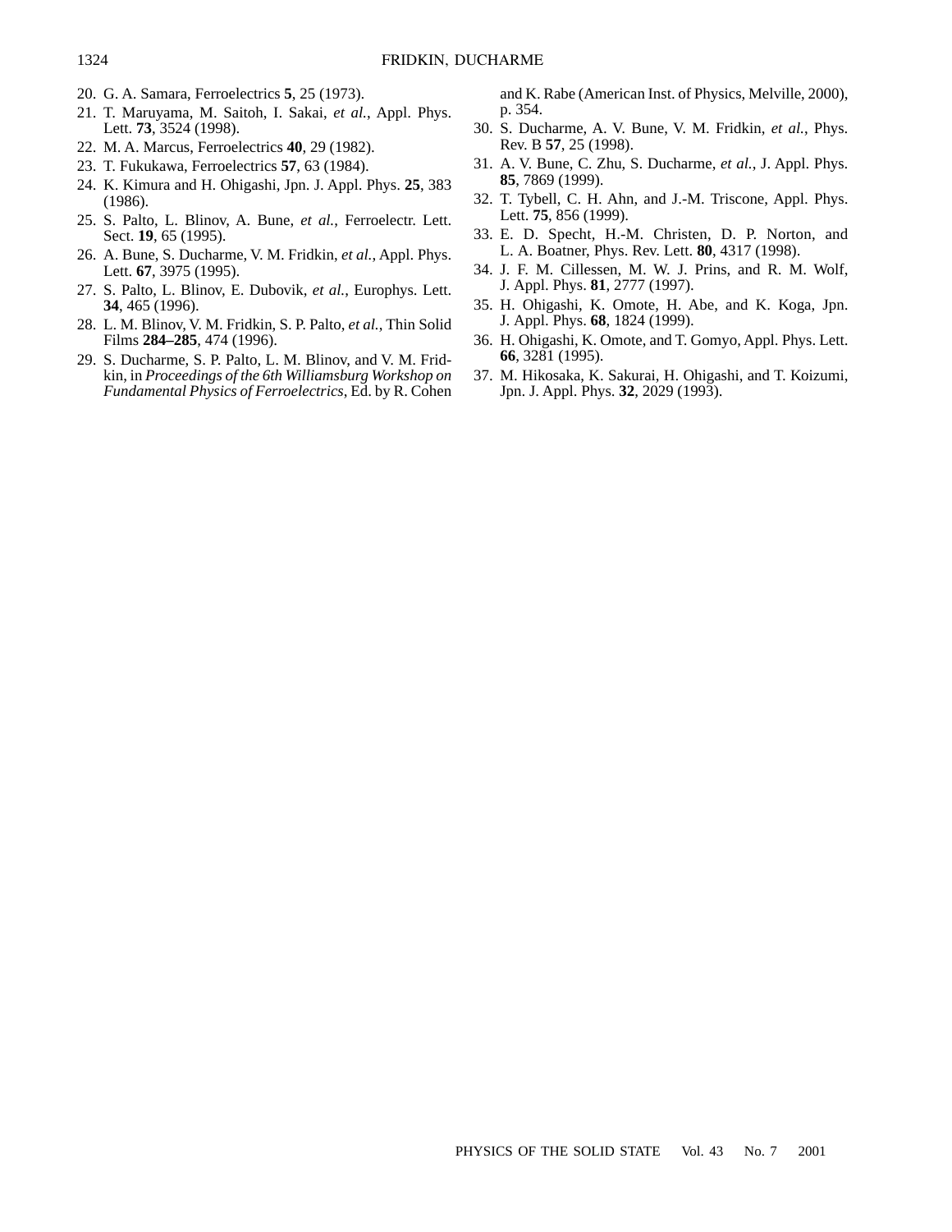20. G. A. Samara, Ferroelectrics **5**, 25 (1973).
21. T. Maruyama, M. Saitoh, I. Sakai, *et al.*, Appl. Phys. Lett. **73**, 3524 (1998).
22. M. A. Marcus, Ferroelectrics **40**, 29 (1982).
23. T. Fukukawa, Ferroelectrics **57**, 63 (1984).
24. K. Kimura and H. Ohigashi, Jpn. J. Appl. Phys. **25**, 383 (1986).
25. S. Palto, L. Blinov, A. Bune, *et al.*, Ferroelectr. Lett. Sect. **19**, 65 (1995).
26. A. Bune, S. Ducharme, V. M. Fridkin, *et al.*, Appl. Phys. Lett. **67**, 3975 (1995).
27. S. Palto, L. Blinov, E. Dubovik, *et al.*, Europhys. Lett. **34**, 465 (1996).
28. L. M. Blinov, V. M. Fridkin, S. P. Palto, *et al.*, Thin Solid Films **284–285**, 474 (1996).
29. S. Ducharme, S. P. Palto, L. M. Blinov, and V. M. Fridkin, in *Proceedings of the 6th Williamsburg Workshop on Fundamental Physics of Ferroelectrics*, Ed. by R. Cohen and K. Rabe (American Inst. of Physics, Melville, 2000), p. 354.
30. S. Ducharme, A. V. Bune, V. M. Fridkin, *et al.*, Phys. Rev. B **57**, 25 (1998).
31. A. V. Bune, C. Zhu, S. Ducharme, *et al.*, J. Appl. Phys. **85**, 7869 (1999).
32. T. Tybell, C. H. Ahn, and J.-M. Triscone, Appl. Phys. Lett. **75**, 856 (1999).
33. E. D. Specht, H.-M. Christen, D. P. Norton, and L. A. Boatner, Phys. Rev. Lett. **80**, 4317 (1998).
34. J. F. M. Cillessen, M. W. J. Prins, and R. M. Wolf, J. Appl. Phys. **81**, 2777 (1997).
35. H. Ohigashi, K. Omote, H. Abe, and K. Koga, Jpn. J. Appl. Phys. **68**, 1824 (1999).
36. H. Ohigashi, K. Omote, and T. Gomyo, Appl. Phys. Lett. **66**, 3281 (1995).
37. M. Hikosaka, K. Sakurai, H. Ohigashi, and T. Koizumi, Jpn. J. Appl. Phys. **32**, 2029 (1993).